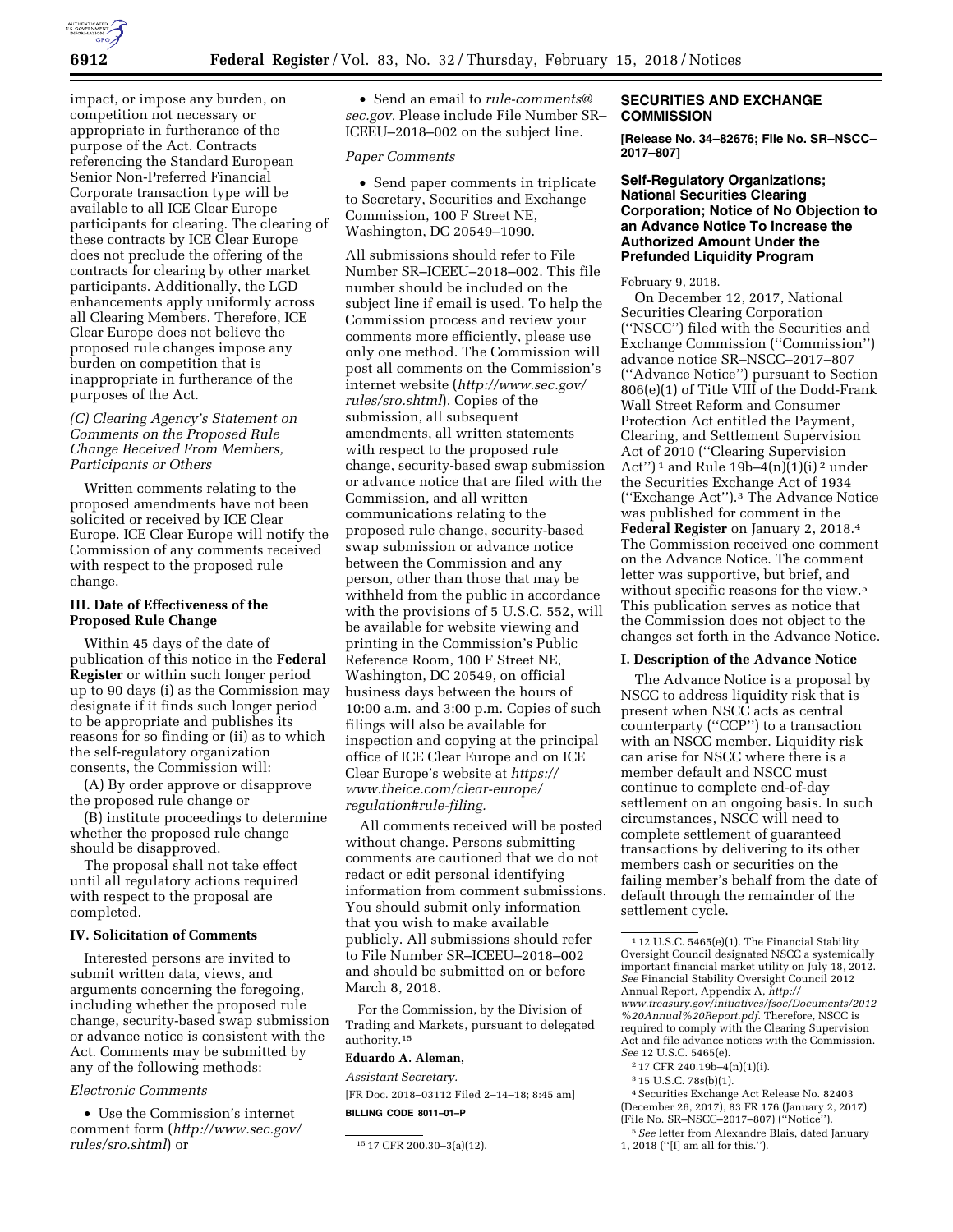impact, or impose any burden, on competition not necessary or appropriate in furtherance of the purpose of the Act. Contracts referencing the Standard European Senior Non-Preferred Financial Corporate transaction type will be available to all ICE Clear Europe participants for clearing. The clearing of these contracts by ICE Clear Europe does not preclude the offering of the contracts for clearing by other market participants. Additionally, the LGD enhancements apply uniformly across all Clearing Members. Therefore, ICE Clear Europe does not believe the proposed rule changes impose any burden on competition that is inappropriate in furtherance of the purposes of the Act.

*(C) Clearing Agency's Statement on Comments on the Proposed Rule Change Received From Members, Participants or Others*

Written comments relating to the proposed amendments have not been solicited or received by ICE Clear Europe. ICE Clear Europe will notify the Commission of any comments received with respect to the proposed rule change.

## III. Date of Effectiveness of the Proposed Rule Change

Within 45 days of the date of publication of this notice in the **Federal Register** or within such longer period up to 90 days (i) as the Commission may designate if it finds such longer period to be appropriate and publishes its reasons for so finding or (ii) as to which the self-regulatory organization consents, the Commission will:

(A) By order approve or disapprove the proposed rule change or

(B) institute proceedings to determine whether the proposed rule change should be disapproved.

The proposal shall not take effect until all regulatory actions required with respect to the proposal are completed.

## IV. Solicitation of Comments

Interested persons are invited to submit written data, views, and arguments concerning the foregoing, including whether the proposed rule change, security-based swap submission or advance notice is consistent with the Act. Comments may be submitted by any of the following methods:

*Electronic Comments*

- Use the Commission's internet comment form (*http://www.sec.gov/rules/sro.shtml*) or
- Send an email to *rule-comments@sec.gov.* Please include File Number SR–ICEEU–2018–002 on the subject line.

*Paper Comments*

- Send paper comments in triplicate to Secretary, Securities and Exchange Commission, 100 F Street NE, Washington, DC 20549–1090.

All submissions should refer to File Number SR–ICEEU–2018–002. This file number should be included on the subject line if email is used. To help the Commission process and review your comments more efficiently, please use only one method. The Commission will post all comments on the Commission's internet website (*http://www.sec.gov/rules/sro.shtml*). Copies of the submission, all subsequent amendments, all written statements with respect to the proposed rule change, security-based swap submission or advance notice that are filed with the Commission, and all written communications relating to the proposed rule change, security-based swap submission or advance notice between the Commission and any person, other than those that may be withheld from the public in accordance with the provisions of 5 U.S.C. 552, will be available for website viewing and printing in the Commission's Public Reference Room, 100 F Street NE, Washington, DC 20549, on official business days between the hours of 10:00 a.m. and 3:00 p.m. Copies of such filings will also be available for inspection and copying at the principal office of ICE Clear Europe and on ICE Clear Europe's website at *https://www.theice.com/clear-europe/regulation#rule-filing.*

All comments received will be posted without change. Persons submitting comments are cautioned that we do not redact or edit personal identifying information from comment submissions. You should submit only information that you wish to make available publicly. All submissions should refer to File Number SR–ICEEU–2018–002 and should be submitted on or before March 8, 2018.

For the Commission, by the Division of Trading and Markets, pursuant to delegated authority.[15]

**Eduardo A. Aleman,**

*Assistant Secretary.*

[FR Doc. 2018–03112 Filed 2–14–18; 8:45 am]

**BILLING CODE 8011–01–P**

[15] 17 CFR 200.30–3(a)(12).

## SECURITIES AND EXCHANGE COMMISSION

**[Release No. 34–82676; File No. SR–NSCC–2017–807]**

### Self-Regulatory Organizations; National Securities Clearing Corporation; Notice of No Objection to an Advance Notice To Increase the Authorized Amount Under the Prefunded Liquidity Program

February 9, 2018.

On December 12, 2017, National Securities Clearing Corporation (''NSCC'') filed with the Securities and Exchange Commission (''Commission'') advance notice SR–NSCC–2017–807 (''Advance Notice'') pursuant to Section 806(e)(1) of Title VIII of the Dodd-Frank Wall Street Reform and Consumer Protection Act entitled the Payment, Clearing, and Settlement Supervision Act of 2010 (''Clearing Supervision Act'')[1] and Rule 19b–4(n)(1)(i)[2] under the Securities Exchange Act of 1934 (''Exchange Act'').[3] The Advance Notice was published for comment in the **Federal Register** on January 2, 2018.[4] The Commission received one comment on the Advance Notice. The comment letter was supportive, but brief, and without specific reasons for the view.[5] This publication serves as notice that the Commission does not object to the changes set forth in the Advance Notice.

## I. Description of the Advance Notice

The Advance Notice is a proposal by NSCC to address liquidity risk that is present when NSCC acts as central counterparty (''CCP'') to a transaction with an NSCC member. Liquidity risk can arise for NSCC where there is a member default and NSCC must continue to complete end-of-day settlement on an ongoing basis. In such circumstances, NSCC will need to complete settlement of guaranteed transactions by delivering to its other members cash or securities on the failing member's behalf from the date of default through the remainder of the settlement cycle.

[1] 12 U.S.C. 5465(e)(1). The Financial Stability Oversight Council designated NSCC a systemically important financial market utility on July 18, 2012. *See* Financial Stability Oversight Council 2012 Annual Report, Appendix A, *http://www.treasury.gov/initiatives/fsoc/Documents/2012%20Annual%20Report.pdf.* Therefore, NSCC is required to comply with the Clearing Supervision Act and file advance notices with the Commission. *See* 12 U.S.C. 5465(e).

[2] 17 CFR 240.19b–4(n)(1)(i).

[3] 15 U.S.C. 78s(b)(1).

[4] Securities Exchange Act Release No. 82403 (December 26, 2017), 83 FR 176 (January 2, 2017) (File No. SR–NSCC–2017–807) (''Notice'').

[5] *See* letter from Alexandre Blais, dated January 1, 2018 (''[I] am all for this.'').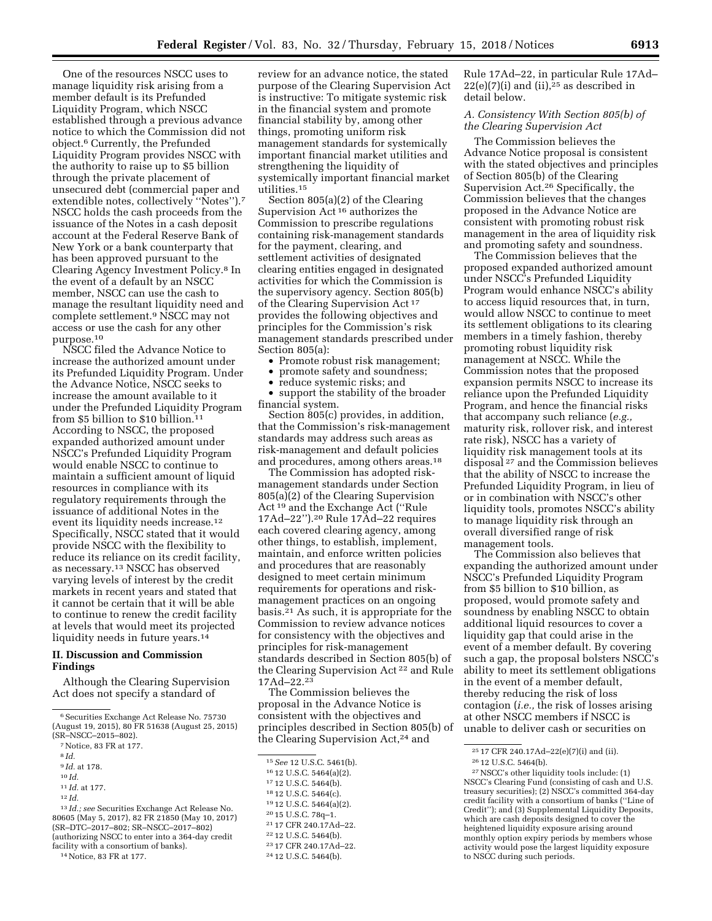One of the resources NSCC uses to manage liquidity risk arising from a member default is its Prefunded Liquidity Program, which NSCC established through a previous advance notice to which the Commission did not object.[6] Currently, the Prefunded Liquidity Program provides NSCC with the authority to raise up to $5 billion through the private placement of unsecured debt (commercial paper and extendible notes, collectively "Notes").[7] NSCC holds the cash proceeds from the issuance of the Notes in a cash deposit account at the Federal Reserve Bank of New York or a bank counterparty that has been approved pursuant to the Clearing Agency Investment Policy.[8] In the event of a default by an NSCC member, NSCC can use the cash to manage the resultant liquidity need and complete settlement.[9] NSCC may not access or use the cash for any other purpose.[10]

NSCC filed the Advance Notice to increase the authorized amount under its Prefunded Liquidity Program. Under the Advance Notice, NSCC seeks to increase the amount available to it under the Prefunded Liquidity Program from $5 billion to $10 billion.[11] According to NSCC, the proposed expanded authorized amount under NSCC's Prefunded Liquidity Program would enable NSCC to continue to maintain a sufficient amount of liquid resources in compliance with its regulatory requirements through the issuance of additional Notes in the event its liquidity needs increase.[12] Specifically, NSCC stated that it would provide NSCC with the flexibility to reduce its reliance on its credit facility, as necessary.[13] NSCC has observed varying levels of interest by the credit markets in recent years and stated that it cannot be certain that it will be able to continue to renew the credit facility at levels that would meet its projected liquidity needs in future years.[14]

## II. Discussion and Commission Findings

Although the Clearing Supervision Act does not specify a standard of review for an advance notice, the stated purpose of the Clearing Supervision Act is instructive: To mitigate systemic risk in the financial system and promote financial stability by, among other things, promoting uniform risk management standards for systemically important financial market utilities and strengthening the liquidity of systemically important financial market utilities.[15]

Section 805(a)(2) of the Clearing Supervision Act[16] authorizes the Commission to prescribe regulations containing risk-management standards for the payment, clearing, and settlement activities of designated clearing entities engaged in designated activities for which the Commission is the supervisory agency. Section 805(b) of the Clearing Supervision Act[17] provides the following objectives and principles for the Commission's risk management standards prescribed under Section 805(a):

- Promote robust risk management;
- promote safety and soundness;
- reduce systemic risks; and
- support the stability of the broader financial system.

Section 805(c) provides, in addition, that the Commission's risk-management standards may address such areas as risk-management and default policies and procedures, among others areas.[18]

The Commission has adopted risk-management standards under Section 805(a)(2) of the Clearing Supervision Act[19] and the Exchange Act ("Rule 17Ad–22").[20] Rule 17Ad–22 requires each covered clearing agency, among other things, to establish, implement, maintain, and enforce written policies and procedures that are reasonably designed to meet certain minimum requirements for operations and risk-management practices on an ongoing basis.[21] As such, it is appropriate for the Commission to review advance notices for consistency with the objectives and principles for risk-management standards described in Section 805(b) of the Clearing Supervision Act[22] and Rule 17Ad–22.[23]

The Commission believes the proposal in the Advance Notice is consistent with the objectives and principles described in Section 805(b) of the Clearing Supervision Act,[24] and Rule 17Ad–22, in particular Rule 17Ad–22(e)(7)(i) and (ii),[25] as described in detail below.

### A. Consistency With Section 805(b) of the Clearing Supervision Act

The Commission believes the Advance Notice proposal is consistent with the stated objectives and principles of Section 805(b) of the Clearing Supervision Act.[26] Specifically, the Commission believes that the changes proposed in the Advance Notice are consistent with promoting robust risk management in the area of liquidity risk and promoting safety and soundness.

The Commission believes that the proposed expanded authorized amount under NSCC's Prefunded Liquidity Program would enhance NSCC's ability to access liquid resources that, in turn, would allow NSCC to continue to meet its settlement obligations to its clearing members in a timely fashion, thereby promoting robust liquidity risk management at NSCC. While the Commission notes that the proposed expansion permits NSCC to increase its reliance upon the Prefunded Liquidity Program, and hence the financial risks that accompany such reliance (*e.g.,* maturity risk, rollover risk, and interest rate risk), NSCC has a variety of liquidity risk management tools at its disposal[27] and the Commission believes that the ability of NSCC to increase the Prefunded Liquidity Program, in lieu of or in combination with NSCC's other liquidity tools, promotes NSCC's ability to manage liquidity risk through an overall diversified range of risk management tools.

The Commission also believes that expanding the authorized amount under NSCC's Prefunded Liquidity Program from $5 billion to $10 billion, as proposed, would promote safety and soundness by enabling NSCC to obtain additional liquid resources to cover a liquidity gap that could arise in the event of a member default. By covering such a gap, the proposal bolsters NSCC's ability to meet its settlement obligations in the event of a member default, thereby reducing the risk of loss contagion (*i.e.,* the risk of losses arising at other NSCC members if NSCC is unable to deliver cash or securities on

---

[6] Securities Exchange Act Release No. 75730 (August 19, 2015), 80 FR 51638 (August 25, 2015) (SR–NSCC–2015–802).

[7] Notice, 83 FR at 177.

[8] *Id.*

[9] *Id.* at 178.

[10] *Id.*

[11] *Id.* at 177.

[12] *Id.*

[13] *Id.; see* Securities Exchange Act Release No. 80605 (May 5, 2017), 82 FR 21850 (May 10, 2017) (SR–DTC–2017–802; SR–NSCC–2017–802) (authorizing NSCC to enter into a 364-day credit facility with a consortium of banks).

[14] Notice, 83 FR at 177.

[15] *See* 12 U.S.C. 5461(b).

[16] 12 U.S.C. 5464(a)(2).

[17] 12 U.S.C. 5464(b).

[18] 12 U.S.C. 5464(c).

[19] 12 U.S.C. 5464(a)(2).

[20] 15 U.S.C. 78q–1.

[21] 17 CFR 240.17Ad–22.

[22] 12 U.S.C. 5464(b).

[23] 17 CFR 240.17Ad–22.

[24] 12 U.S.C. 5464(b).

[25] 17 CFR 240.17Ad–22(e)(7)(i) and (ii).

[26] 12 U.S.C. 5464(b).

[27] NSCC's other liquidity tools include: (1) NSCC's Clearing Fund (consisting of cash and U.S. treasury securities); (2) NSCC's committed 364-day credit facility with a consortium of banks ("Line of Credit"); and (3) Supplemental Liquidity Deposits, which are cash deposits designed to cover the heightened liquidity exposure arising around monthly option expiry periods by members whose activity would pose the largest liquidity exposure to NSCC during such periods.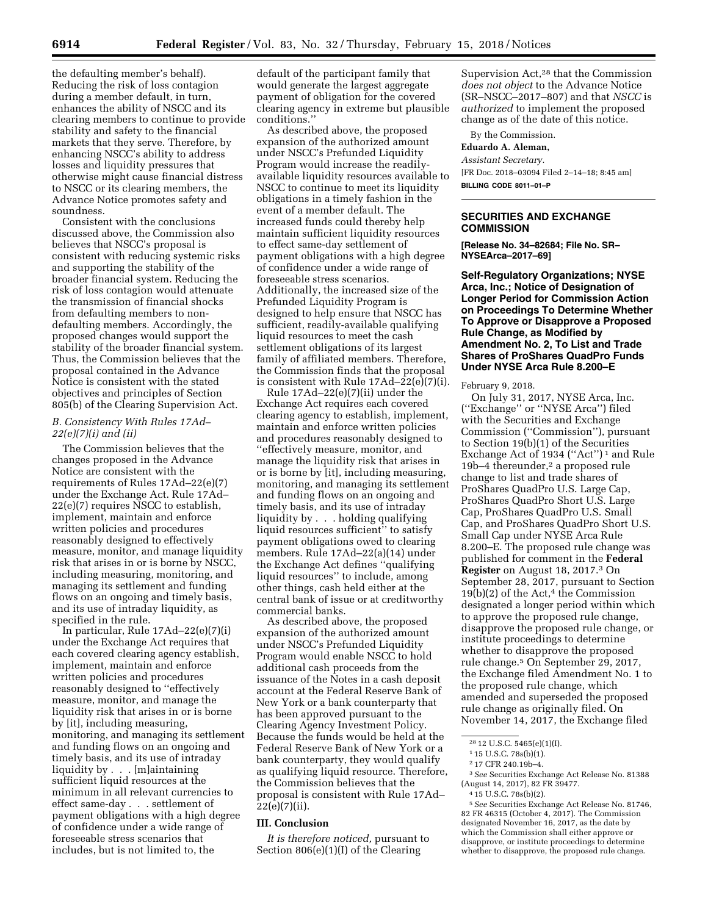the defaulting member's behalf). Reducing the risk of loss contagion during a member default, in turn, enhances the ability of NSCC and its clearing members to continue to provide stability and safety to the financial markets that they serve. Therefore, by enhancing NSCC's ability to address losses and liquidity pressures that otherwise might cause financial distress to NSCC or its clearing members, the Advance Notice promotes safety and soundness.

Consistent with the conclusions discussed above, the Commission also believes that NSCC's proposal is consistent with reducing systemic risks and supporting the stability of the broader financial system. Reducing the risk of loss contagion would attenuate the transmission of financial shocks from defaulting members to non-defaulting members. Accordingly, the proposed changes would support the stability of the broader financial system. Thus, the Commission believes that the proposal contained in the Advance Notice is consistent with the stated objectives and principles of Section 805(b) of the Clearing Supervision Act.

### *B. Consistency With Rules 17Ad–22(e)(7)(i) and (ii)*

The Commission believes that the changes proposed in the Advance Notice are consistent with the requirements of Rules 17Ad–22(e)(7) under the Exchange Act. Rule 17Ad–22(e)(7) requires NSCC to establish, implement, maintain and enforce written policies and procedures reasonably designed to effectively measure, monitor, and manage liquidity risk that arises in or is borne by NSCC, including measuring, monitoring, and managing its settlement and funding flows on an ongoing and timely basis, and its use of intraday liquidity, as specified in the rule.

In particular, Rule 17Ad–22(e)(7)(i) under the Exchange Act requires that each covered clearing agency establish, implement, maintain and enforce written policies and procedures reasonably designed to ''effectively measure, monitor, and manage the liquidity risk that arises in or is borne by [it], including measuring, monitoring, and managing its settlement and funding flows on an ongoing and timely basis, and its use of intraday liquidity by . . . [m]aintaining sufficient liquid resources at the minimum in all relevant currencies to effect same-day . . . settlement of payment obligations with a high degree of confidence under a wide range of foreseeable stress scenarios that includes, but is not limited to, the default of the participant family that would generate the largest aggregate payment of obligation for the covered clearing agency in extreme but plausible conditions.''

As described above, the proposed expansion of the authorized amount under NSCC's Prefunded Liquidity Program would increase the readily-available liquidity resources available to NSCC to continue to meet its liquidity obligations in a timely fashion in the event of a member default. The increased funds could thereby help maintain sufficient liquidity resources to effect same-day settlement of payment obligations with a high degree of confidence under a wide range of foreseeable stress scenarios. Additionally, the increased size of the Prefunded Liquidity Program is designed to help ensure that NSCC has sufficient, readily-available qualifying liquid resources to meet the cash settlement obligations of its largest family of affiliated members. Therefore, the Commission finds that the proposal is consistent with Rule 17Ad–22(e)(7)(i).

Rule 17Ad–22(e)(7)(ii) under the Exchange Act requires each covered clearing agency to establish, implement, maintain and enforce written policies and procedures reasonably designed to ''effectively measure, monitor, and manage the liquidity risk that arises in or is borne by [it], including measuring, monitoring, and managing its settlement and funding flows on an ongoing and timely basis, and its use of intraday liquidity by . . . holding qualifying liquid resources sufficient'' to satisfy payment obligations owed to clearing members. Rule 17Ad–22(a)(14) under the Exchange Act defines ''qualifying liquid resources'' to include, among other things, cash held either at the central bank of issue or at creditworthy commercial banks.

As described above, the proposed expansion of the authorized amount under NSCC's Prefunded Liquidity Program would enable NSCC to hold additional cash proceeds from the issuance of the Notes in a cash deposit account at the Federal Reserve Bank of New York or a bank counterparty that has been approved pursuant to the Clearing Agency Investment Policy. Because the funds would be held at the Federal Reserve Bank of New York or a bank counterparty, they would qualify as qualifying liquid resource. Therefore, the Commission believes that the proposal is consistent with Rule 17Ad–22(e)(7)(ii).

## III. Conclusion

*It is therefore noticed,* pursuant to Section 806(e)(1)(I) of the Clearing Supervision Act,[28] that the Commission *does not object* to the Advance Notice (SR–NSCC–2017–807) and that *NSCC* is *authorized* to implement the proposed change as of the date of this notice.

By the Commission.

**Eduardo A. Aleman,**

*Assistant Secretary.*

[FR Doc. 2018–03094 Filed 2–14–18; 8:45 am]

**BILLING CODE 8011–01–P**

---

## SECURITIES AND EXCHANGE COMMISSION

**[Release No. 34–82684; File No. SR–NYSEArca–2017–69]**

### Self-Regulatory Organizations; NYSE Arca, Inc.; Notice of Designation of Longer Period for Commission Action on Proceedings To Determine Whether To Approve or Disapprove a Proposed Rule Change, as Modified by Amendment No. 2, To List and Trade Shares of ProShares QuadPro Funds Under NYSE Arca Rule 8.200–E

February 9, 2018.

On July 31, 2017, NYSE Arca, Inc. (''Exchange'' or ''NYSE Arca'') filed with the Securities and Exchange Commission (''Commission''), pursuant to Section 19(b)(1) of the Securities Exchange Act of 1934 (''Act'')[1] and Rule 19b–4 thereunder,[2] a proposed rule change to list and trade shares of ProShares QuadPro U.S. Large Cap, ProShares QuadPro Short U.S. Large Cap, ProShares QuadPro U.S. Small Cap, and ProShares QuadPro Short U.S. Small Cap under NYSE Arca Rule 8.200–E. The proposed rule change was published for comment in the **Federal Register** on August 18, 2017.[3] On September 28, 2017, pursuant to Section 19(b)(2) of the Act,[4] the Commission designated a longer period within which to approve the proposed rule change, disapprove the proposed rule change, or institute proceedings to determine whether to disapprove the proposed rule change.[5] On September 29, 2017, the Exchange filed Amendment No. 1 to the proposed rule change, which amended and superseded the proposed rule change as originally filed. On November 14, 2017, the Exchange filed

---

[28] 12 U.S.C. 5465(e)(1)(I).

[1] 15 U.S.C. 78s(b)(1).

[2] 17 CFR 240.19b–4.

[3] *See* Securities Exchange Act Release No. 81388 (August 14, 2017), 82 FR 39477.

[4] 15 U.S.C. 78s(b)(2).

[5] *See* Securities Exchange Act Release No. 81746, 82 FR 46315 (October 4, 2017). The Commission designated November 16, 2017, as the date by which the Commission shall either approve or disapprove, or institute proceedings to determine whether to disapprove, the proposed rule change.